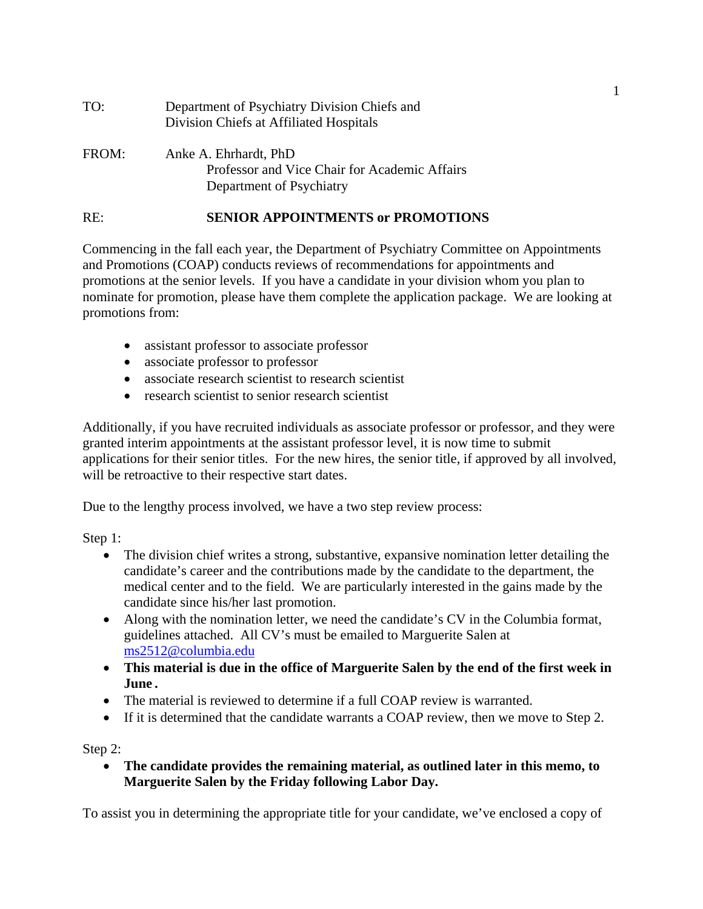TO: Department of Psychiatry Division Chiefs and
Division Chiefs at Affiliated Hospitals

FROM: Anke A. Ehrhardt, PhD
Professor and Vice Chair for Academic Affairs
Department of Psychiatry

RE: **SENIOR APPOINTMENTS or PROMOTIONS**

Commencing in the fall each year, the Department of Psychiatry Committee on Appointments and Promotions (COAP) conducts reviews of recommendations for appointments and promotions at the senior levels. If you have a candidate in your division whom you plan to nominate for promotion, please have them complete the application package. We are looking at promotions from:

- assistant professor to associate professor
- associate professor to professor
- associate research scientist to research scientist
- research scientist to senior research scientist

Additionally, if you have recruited individuals as associate professor or professor, and they were granted interim appointments at the assistant professor level, it is now time to submit applications for their senior titles. For the new hires, the senior title, if approved by all involved, will be retroactive to their respective start dates.

Due to the lengthy process involved, we have a two step review process:

Step 1:

- The division chief writes a strong, substantive, expansive nomination letter detailing the candidate's career and the contributions made by the candidate to the department, the medical center and to the field. We are particularly interested in the gains made by the candidate since his/her last promotion.
- Along with the nomination letter, we need the candidate's CV in the Columbia format, guidelines attached. All CV's must be emailed to Marguerite Salen at ms2512@columbia.edu
- **This material is due in the office of Marguerite Salen by the end of the first week in June.**
- The material is reviewed to determine if a full COAP review is warranted.
- If it is determined that the candidate warrants a COAP review, then we move to Step 2.

Step 2:

- **The candidate provides the remaining material, as outlined later in this memo, to Marguerite Salen by the Friday following Labor Day.**

To assist you in determining the appropriate title for your candidate, we've enclosed a copy of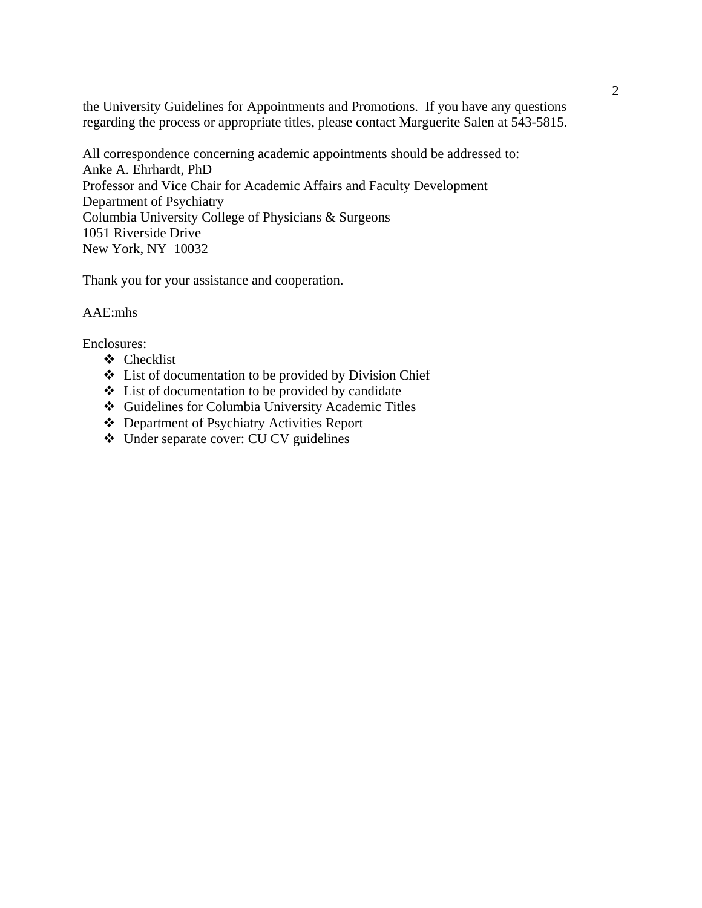the University Guidelines for Appointments and Promotions. If you have any questions regarding the process or appropriate titles, please contact Marguerite Salen at 543-5815.

All correspondence concerning academic appointments should be addressed to:
Anke A. Ehrhardt, PhD
Professor and Vice Chair for Academic Affairs and Faculty Development
Department of Psychiatry
Columbia University College of Physicians & Surgeons
1051 Riverside Drive
New York, NY 10032

Thank you for your assistance and cooperation.

AAE:mhs

Enclosures:

- Checklist
- List of documentation to be provided by Division Chief
- List of documentation to be provided by candidate
- Guidelines for Columbia University Academic Titles
- Department of Psychiatry Activities Report
- Under separate cover: CU CV guidelines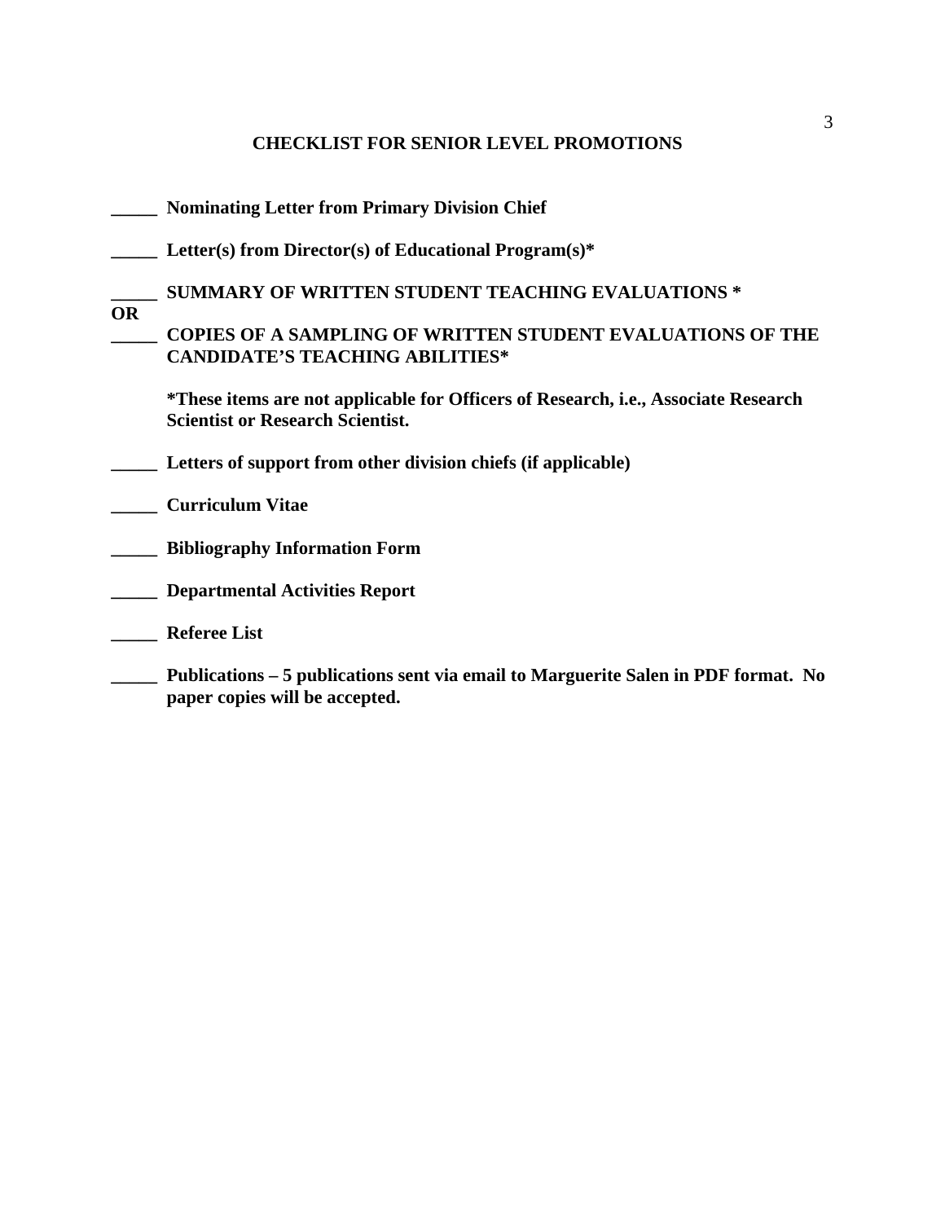**CHECKLIST FOR SENIOR LEVEL PROMOTIONS**

_____ **Nominating Letter from Primary Division Chief**

_____ **Letter(s) from Director(s) of Educational Program(s)***

_____ **SUMMARY OF WRITTEN STUDENT TEACHING EVALUATIONS ***

**OR**

_____ **COPIES OF A SAMPLING OF WRITTEN STUDENT EVALUATIONS OF THE CANDIDATE'S TEACHING ABILITIES***

**\*These items are not applicable for Officers of Research, i.e., Associate Research Scientist or Research Scientist.**

_____ **Letters of support from other division chiefs (if applicable)**

_____ **Curriculum Vitae**

_____ **Bibliography Information Form**

_____ **Departmental Activities Report**

_____ **Referee List**

_____ **Publications – 5 publications sent via email to Marguerite Salen in PDF format. No paper copies will be accepted.**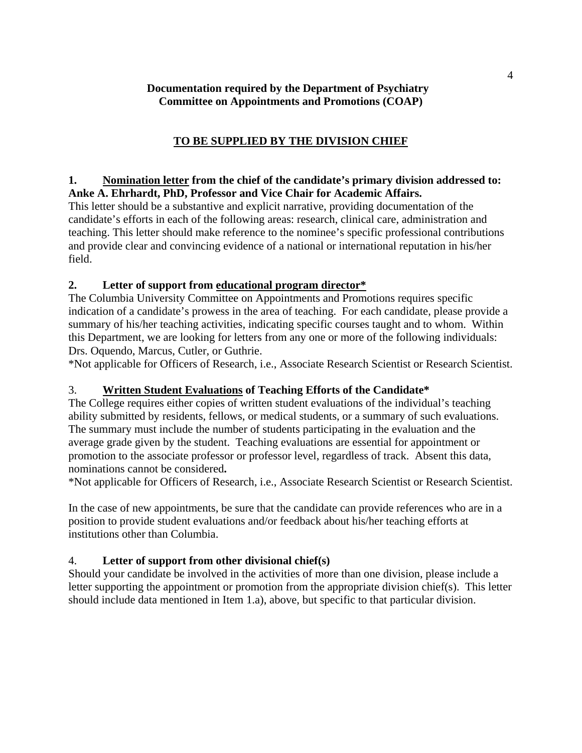**Documentation required by the Department of Psychiatry**
**Committee on Appointments and Promotions (COAP)**

## <u>TO BE SUPPLIED BY THE DIVISION CHIEF</u>

**1. <u>Nomination letter</u> from the chief of the candidate's primary division addressed to: Anke A. Ehrhardt, PhD, Professor and Vice Chair for Academic Affairs.**

This letter should be a substantive and explicit narrative, providing documentation of the candidate's efforts in each of the following areas: research, clinical care, administration and teaching. This letter should make reference to the nominee's specific professional contributions and provide clear and convincing evidence of a national or international reputation in his/her field.

**2. Letter of support from <u>educational program director*</u>**

The Columbia University Committee on Appointments and Promotions requires specific indication of a candidate's prowess in the area of teaching. For each candidate, please provide a summary of his/her teaching activities, indicating specific courses taught and to whom. Within this Department, we are looking for letters from any one or more of the following individuals: Drs. Oquendo, Marcus, Cutler, or Guthrie.

*Not applicable for Officers of Research, i.e., Associate Research Scientist or Research Scientist.

3. **<u>Written Student Evaluations</u> of Teaching Efforts of the Candidate***

The College requires either copies of written student evaluations of the individual's teaching ability submitted by residents, fellows, or medical students, or a summary of such evaluations. The summary must include the number of students participating in the evaluation and the average grade given by the student. Teaching evaluations are essential for appointment or promotion to the associate professor or professor level, regardless of track. Absent this data, nominations cannot be considered**.**

*Not applicable for Officers of Research, i.e., Associate Research Scientist or Research Scientist.

In the case of new appointments, be sure that the candidate can provide references who are in a position to provide student evaluations and/or feedback about his/her teaching efforts at institutions other than Columbia.

4. **Letter of support from other divisional chief(s)**

Should your candidate be involved in the activities of more than one division, please include a letter supporting the appointment or promotion from the appropriate division chief(s). This letter should include data mentioned in Item 1.a), above, but specific to that particular division.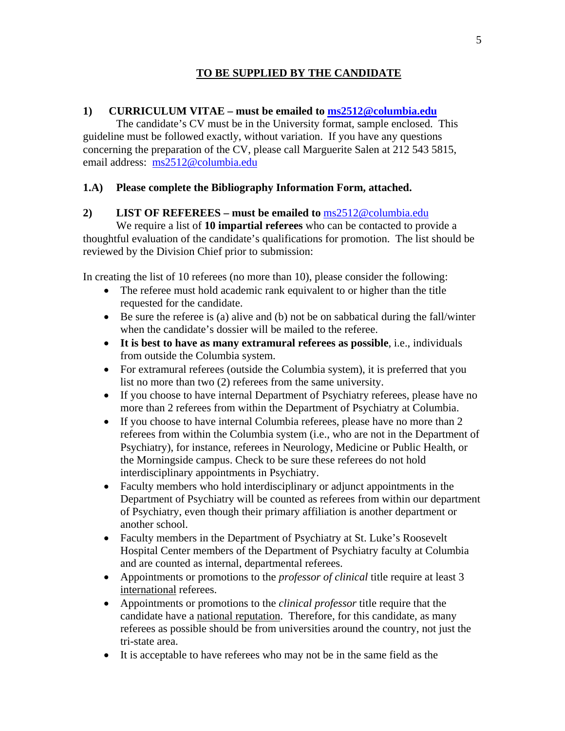## TO BE SUPPLIED BY THE CANDIDATE

**1) CURRICULUM VITAE – must be emailed to ms2512@columbia.edu**

The candidate's CV must be in the University format, sample enclosed. This guideline must be followed exactly, without variation. If you have any questions concerning the preparation of the CV, please call Marguerite Salen at 212 543 5815, email address: ms2512@columbia.edu

**1.A) Please complete the Bibliography Information Form, attached.**

**2) LIST OF REFEREES – must be emailed to** ms2512@columbia.edu

We require a list of **10 impartial referees** who can be contacted to provide a thoughtful evaluation of the candidate's qualifications for promotion. The list should be reviewed by the Division Chief prior to submission:

In creating the list of 10 referees (no more than 10), please consider the following:

- The referee must hold academic rank equivalent to or higher than the title requested for the candidate.
- Be sure the referee is (a) alive and (b) not be on sabbatical during the fall/winter when the candidate's dossier will be mailed to the referee.
- **It is best to have as many extramural referees as possible**, i.e., individuals from outside the Columbia system.
- For extramural referees (outside the Columbia system), it is preferred that you list no more than two (2) referees from the same university.
- If you choose to have internal Department of Psychiatry referees, please have no more than 2 referees from within the Department of Psychiatry at Columbia.
- If you choose to have internal Columbia referees, please have no more than 2 referees from within the Columbia system (i.e., who are not in the Department of Psychiatry), for instance, referees in Neurology, Medicine or Public Health, or the Morningside campus. Check to be sure these referees do not hold interdisciplinary appointments in Psychiatry.
- Faculty members who hold interdisciplinary or adjunct appointments in the Department of Psychiatry will be counted as referees from within our department of Psychiatry, even though their primary affiliation is another department or another school.
- Faculty members in the Department of Psychiatry at St. Luke's Roosevelt Hospital Center members of the Department of Psychiatry faculty at Columbia and are counted as internal, departmental referees.
- Appointments or promotions to the *professor of clinical* title require at least 3 international referees.
- Appointments or promotions to the *clinical professor* title require that the candidate have a national reputation. Therefore, for this candidate, as many referees as possible should be from universities around the country, not just the tri-state area.
- It is acceptable to have referees who may not be in the same field as the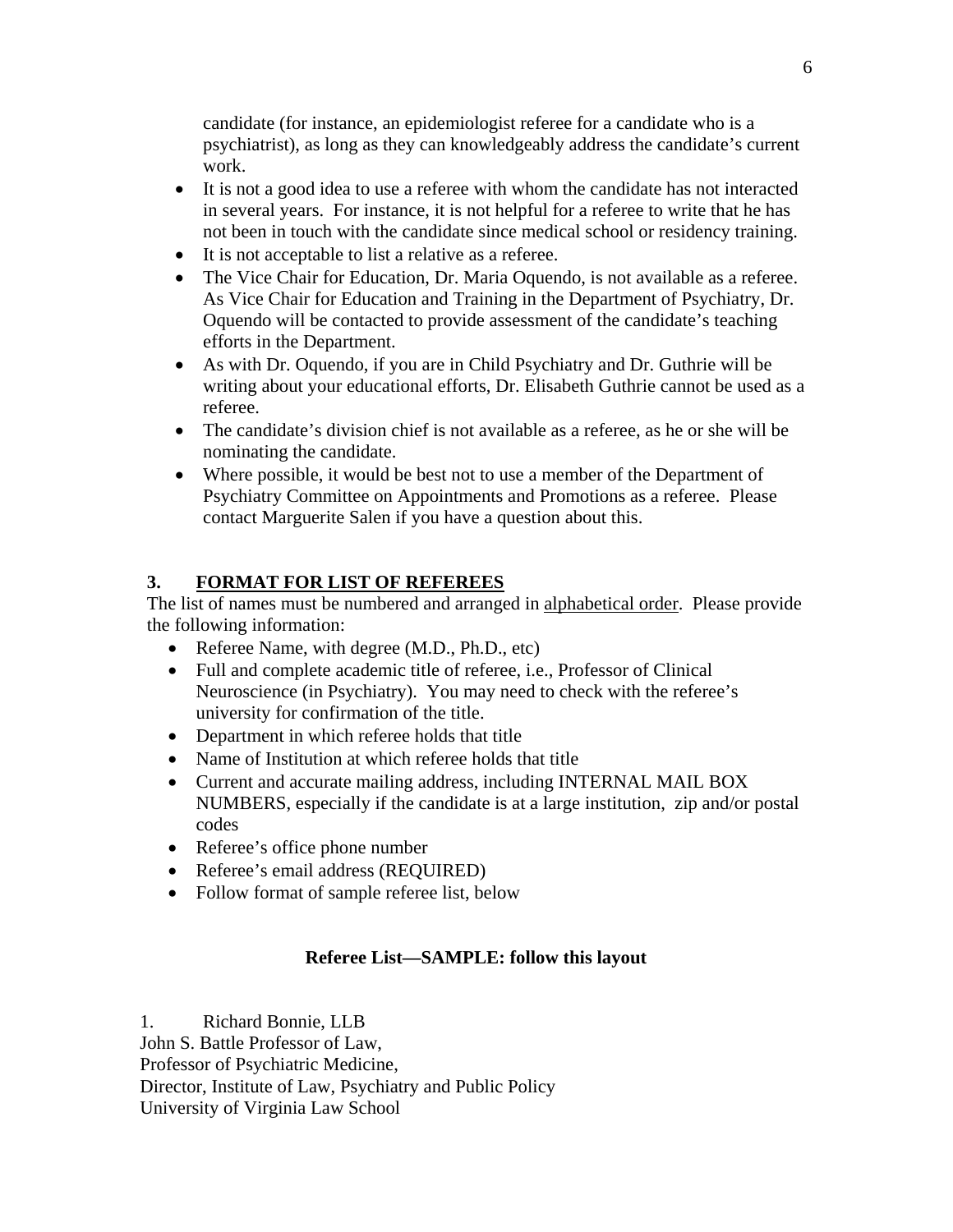candidate (for instance, an epidemiologist referee for a candidate who is a psychiatrist), as long as they can knowledgeably address the candidate's current work.

- It is not a good idea to use a referee with whom the candidate has not interacted in several years. For instance, it is not helpful for a referee to write that he has not been in touch with the candidate since medical school or residency training.
- It is not acceptable to list a relative as a referee.
- The Vice Chair for Education, Dr. Maria Oquendo, is not available as a referee. As Vice Chair for Education and Training in the Department of Psychiatry, Dr. Oquendo will be contacted to provide assessment of the candidate's teaching efforts in the Department.
- As with Dr. Oquendo, if you are in Child Psychiatry and Dr. Guthrie will be writing about your educational efforts, Dr. Elisabeth Guthrie cannot be used as a referee.
- The candidate's division chief is not available as a referee, as he or she will be nominating the candidate.
- Where possible, it would be best not to use a member of the Department of Psychiatry Committee on Appointments and Promotions as a referee. Please contact Marguerite Salen if you have a question about this.

## 3. FORMAT FOR LIST OF REFEREES

The list of names must be numbered and arranged in alphabetical order. Please provide the following information:

- Referee Name, with degree (M.D., Ph.D., etc)
- Full and complete academic title of referee, i.e., Professor of Clinical Neuroscience (in Psychiatry). You may need to check with the referee's university for confirmation of the title.
- Department in which referee holds that title
- Name of Institution at which referee holds that title
- Current and accurate mailing address, including INTERNAL MAIL BOX NUMBERS, especially if the candidate is at a large institution, zip and/or postal codes
- Referee's office phone number
- Referee's email address (REQUIRED)
- Follow format of sample referee list, below

**Referee List—SAMPLE: follow this layout**

1. Richard Bonnie, LLB

John S. Battle Professor of Law,
Professor of Psychiatric Medicine,
Director, Institute of Law, Psychiatry and Public Policy
University of Virginia Law School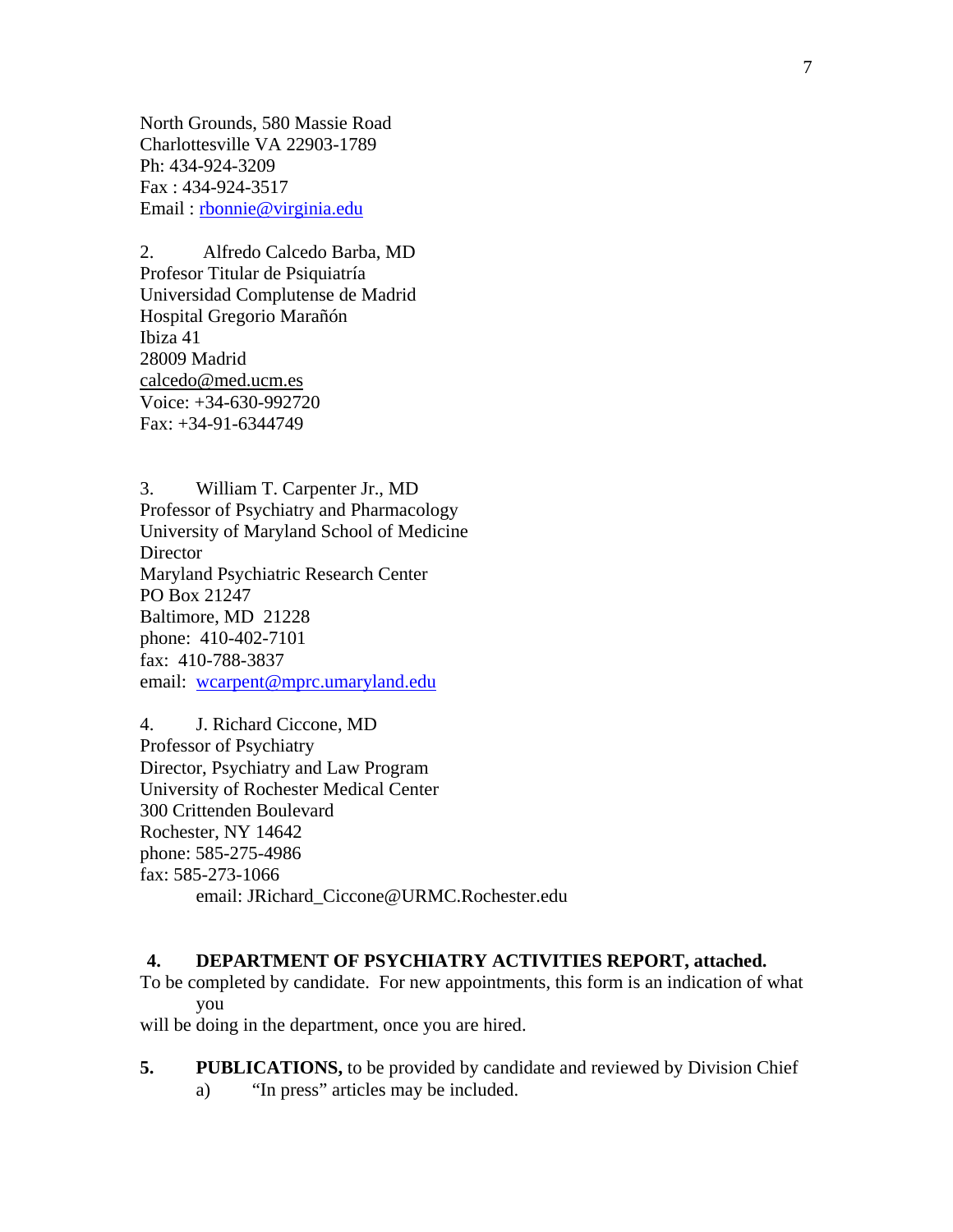North Grounds, 580 Massie Road
Charlottesville VA 22903-1789
Ph: 434-924-3209
Fax : 434-924-3517
Email : rbonnie@virginia.edu

2. Alfredo Calcedo Barba, MD
Profesor Titular de Psiquiatría
Universidad Complutense de Madrid
Hospital Gregorio Marañón
Ibiza 41
28009 Madrid
calcedo@med.ucm.es
Voice: +34-630-992720
Fax: +34-91-6344749

3. William T. Carpenter Jr., MD
Professor of Psychiatry and Pharmacology
University of Maryland School of Medicine
Director
Maryland Psychiatric Research Center
PO Box 21247
Baltimore, MD 21228
phone: 410-402-7101
fax: 410-788-3837
email: wcarpent@mprc.umaryland.edu

4. J. Richard Ciccone, MD
Professor of Psychiatry
Director, Psychiatry and Law Program
University of Rochester Medical Center
300 Crittenden Boulevard
Rochester, NY 14642
phone: 585-275-4986
fax: 585-273-1066
email: JRichard_Ciccone@URMC.Rochester.edu

**4. DEPARTMENT OF PSYCHIATRY ACTIVITIES REPORT, attached.**
To be completed by candidate. For new appointments, this form is an indication of what you will be doing in the department, once you are hired.

**5. PUBLICATIONS,** to be provided by candidate and reviewed by Division Chief

a) "In press" articles may be included.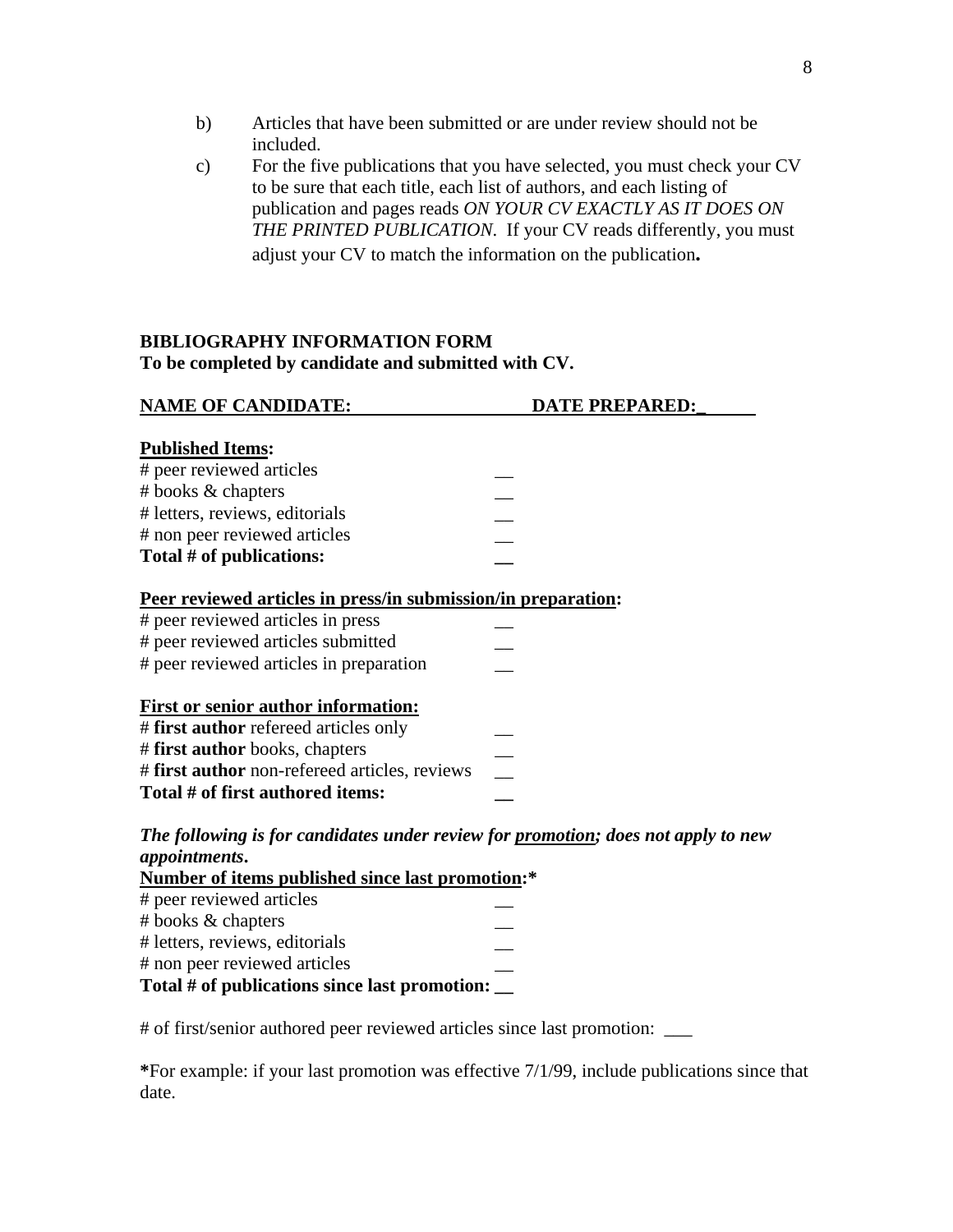b) Articles that have been submitted or are under review should not be included.

c) For the five publications that you have selected, you must check your CV to be sure that each title, each list of authors, and each listing of publication and pages reads *ON YOUR CV EXACTLY AS IT DOES ON THE PRINTED PUBLICATION*. If your CV reads differently, you must adjust your CV to match the information on the publication**.**

**BIBLIOGRAPHY INFORMATION FORM**
**To be completed by candidate and submitted with CV.**

**NAME OF CANDIDATE:** ____________________ **DATE PREPARED:** ______

**Published Items:**

| | |
|---|---|
| # peer reviewed articles | __ |
| # books & chapters | __ |
| # letters, reviews, editorials | __ |
| # non peer reviewed articles | __ |
| **Total # of publications:** | __ |

**Peer reviewed articles in press/in submission/in preparation:**

| | |
|---|---|
| # peer reviewed articles in press | __ |
| # peer reviewed articles submitted | __ |
| # peer reviewed articles in preparation | __ |

**First or senior author information:**

| | |
|---|---|
| # **first author** refereed articles only | __ |
| # **first author** books, chapters | __ |
| # **first author** non-refereed articles, reviews | __ |
| **Total # of first authored items:** | __ |

***The following is for candidates under review for promotion; does not apply to new appointments.***

**Number of items published since last promotion:***

| | |
|---|---|
| # peer reviewed articles | __ |
| # books & chapters | __ |
| # letters, reviews, editorials | __ |
| # non peer reviewed articles | __ |
| **Total # of publications since last promotion:** | __ |

# of first/senior authored peer reviewed articles since last promotion: ___

**\***For example: if your last promotion was effective 7/1/99, include publications since that date.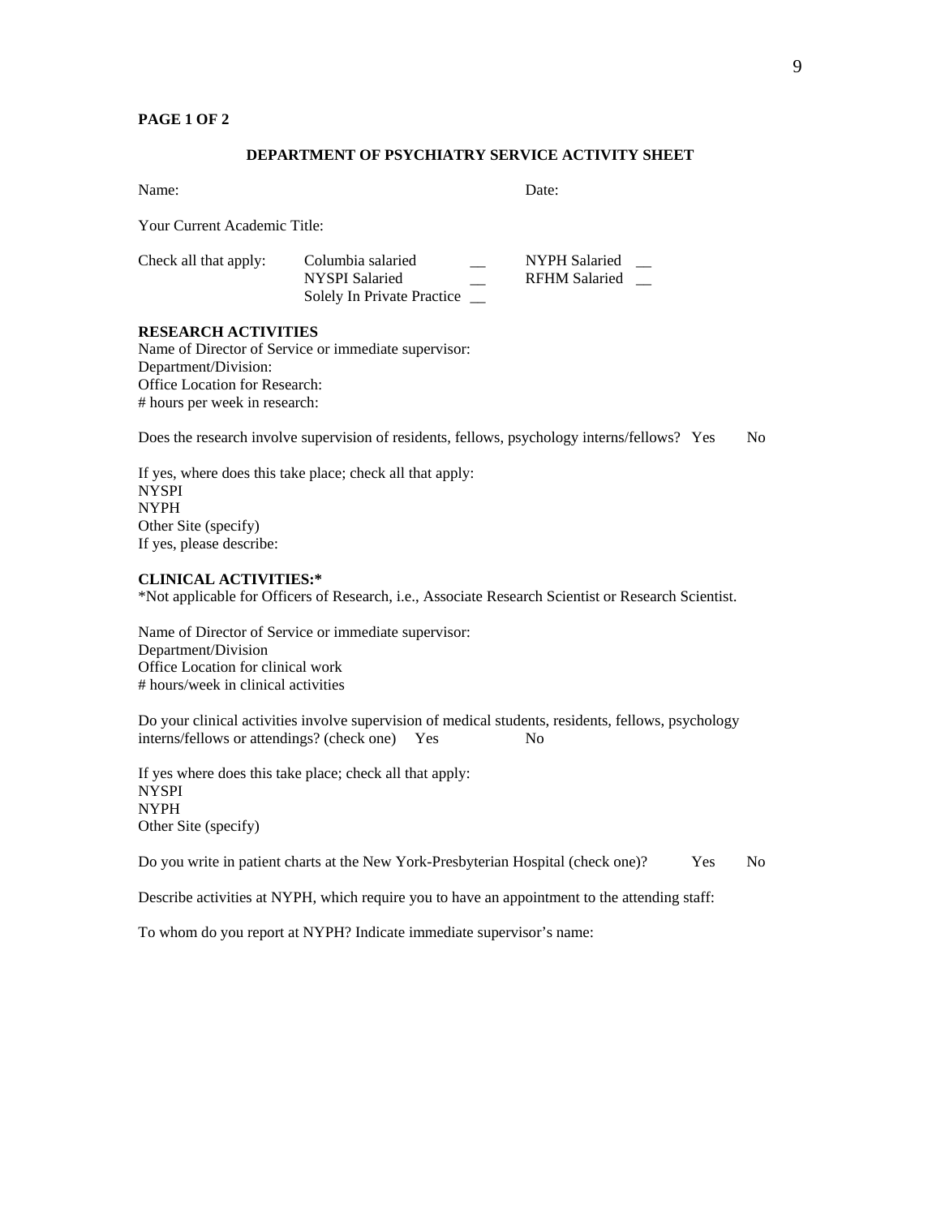**PAGE 1 OF 2**

**DEPARTMENT OF PSYCHIATRY SERVICE ACTIVITY SHEET**

Name: Date:

Your Current Academic Title:

Check all that apply:

Columbia salaried __ NYPH Salaried __
NYSPI Salaried __ RFHM Salaried __
Solely In Private Practice __

**RESEARCH ACTIVITIES**

Name of Director of Service or immediate supervisor:
Department/Division:
Office Location for Research:
# hours per week in research:

Does the research involve supervision of residents, fellows, psychology interns/fellows? Yes No

If yes, where does this take place; check all that apply:
NYSPI
NYPH
Other Site (specify)
If yes, please describe:

**CLINICAL ACTIVITIES:***

*Not applicable for Officers of Research, i.e., Associate Research Scientist or Research Scientist.

Name of Director of Service or immediate supervisor:
Department/Division
Office Location for clinical work
# hours/week in clinical activities

Do your clinical activities involve supervision of medical students, residents, fellows, psychology interns/fellows or attendings? (check one) Yes No

If yes where does this take place; check all that apply:
NYSPI
NYPH
Other Site (specify)

Do you write in patient charts at the New York-Presbyterian Hospital (check one)? Yes No

Describe activities at NYPH, which require you to have an appointment to the attending staff:

To whom do you report at NYPH? Indicate immediate supervisor's name: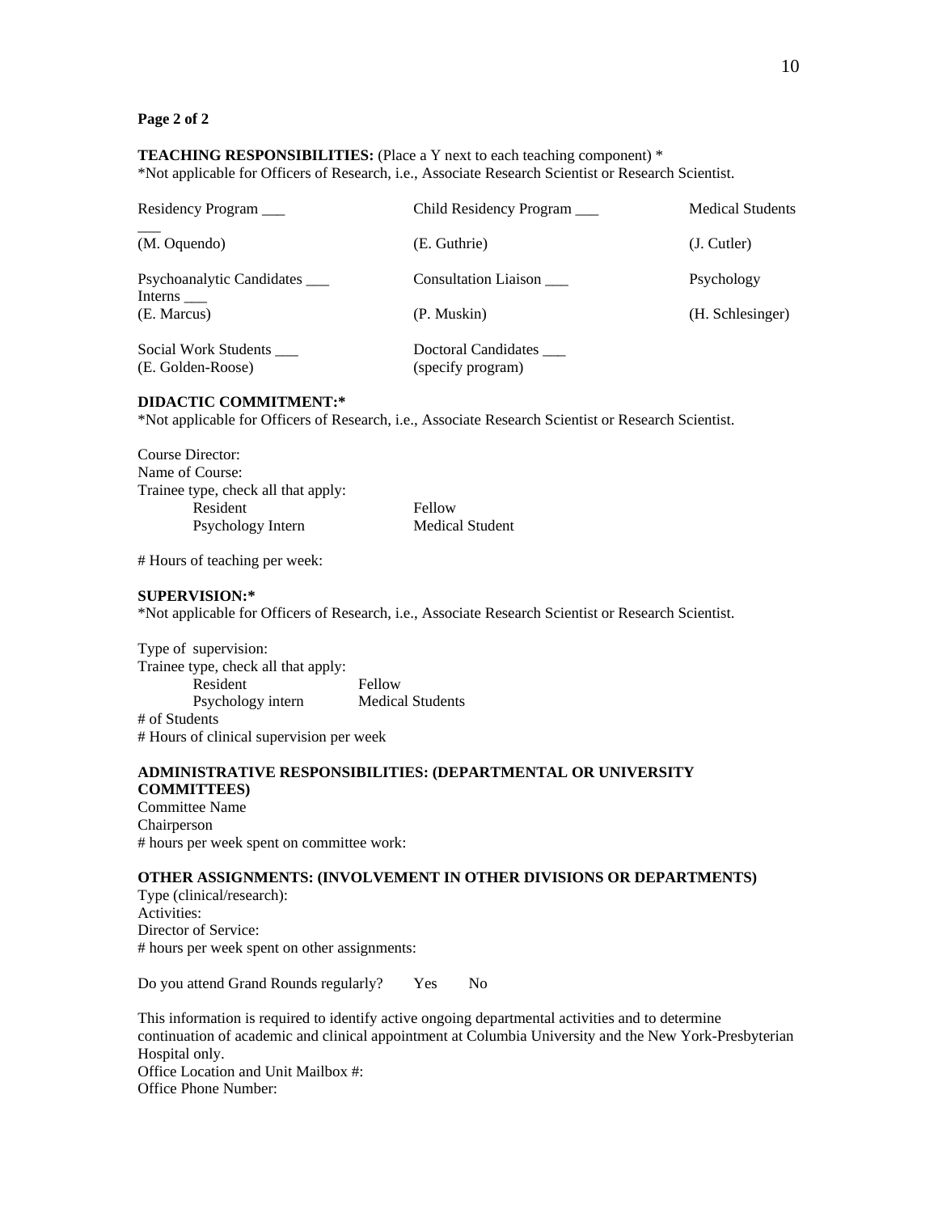**Page 2 of 2**

**TEACHING RESPONSIBILITIES:** (Place a Y next to each teaching component) *
*Not applicable for Officers of Research, i.e., Associate Research Scientist or Research Scientist.

| | | |
|---|---|---|
| Residency Program ___ (M. Oquendo) | Child Residency Program ___ (E. Guthrie) | Medical Students ___ (J. Cutler) |
| Psychoanalytic Candidates ___ (E. Marcus) | Consultation Liaison ___ (P. Muskin) | Psychology Interns ___ (H. Schlesinger) |
| Social Work Students ___ (E. Golden-Roose) | Doctoral Candidates ___ (specify program) | |

**DIDACTIC COMMITMENT:***
*Not applicable for Officers of Research, i.e., Associate Research Scientist or Research Scientist.

Course Director:
Name of Course:
Trainee type, check all that apply:

| | |
|---|---|
| Resident | Fellow |
| Psychology Intern | Medical Student |

# Hours of teaching per week:

**SUPERVISION:***
*Not applicable for Officers of Research, i.e., Associate Research Scientist or Research Scientist.

Type of supervision:
Trainee type, check all that apply:

| | |
|---|---|
| Resident | Fellow |
| Psychology intern | Medical Students |

# of Students
# Hours of clinical supervision per week

**ADMINISTRATIVE RESPONSIBILITIES: (DEPARTMENTAL OR UNIVERSITY COMMITTEES)**
Committee Name
Chairperson
# hours per week spent on committee work:

**OTHER ASSIGNMENTS: (INVOLVEMENT IN OTHER DIVISIONS OR DEPARTMENTS)**
Type (clinical/research):
Activities:
Director of Service:
# hours per week spent on other assignments:

Do you attend Grand Rounds regularly? Yes No

This information is required to identify active ongoing departmental activities and to determine continuation of academic and clinical appointment at Columbia University and the New York-Presbyterian Hospital only.
Office Location and Unit Mailbox #:
Office Phone Number: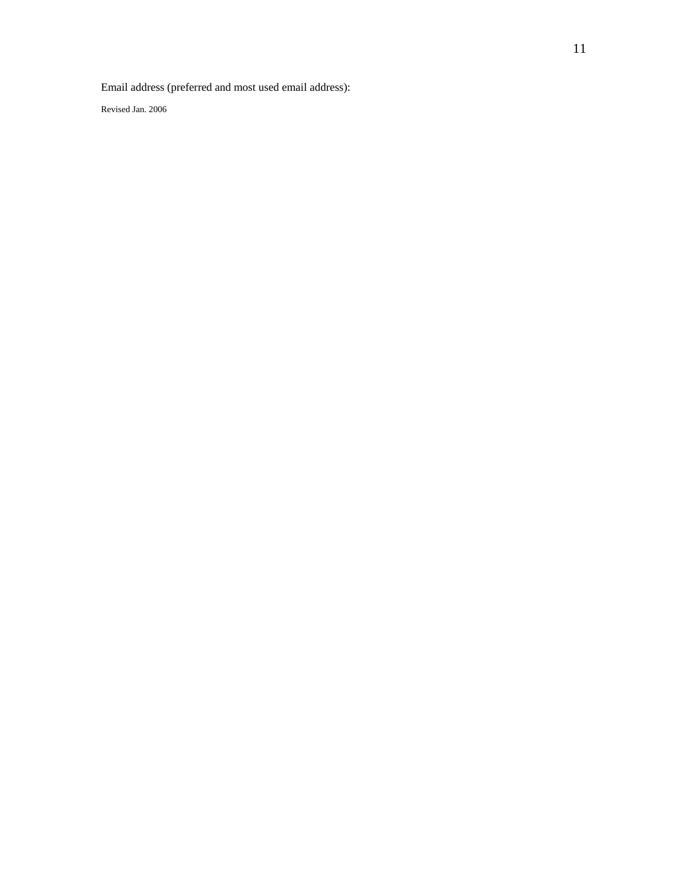Email address (preferred and most used email address):

Revised Jan. 2006